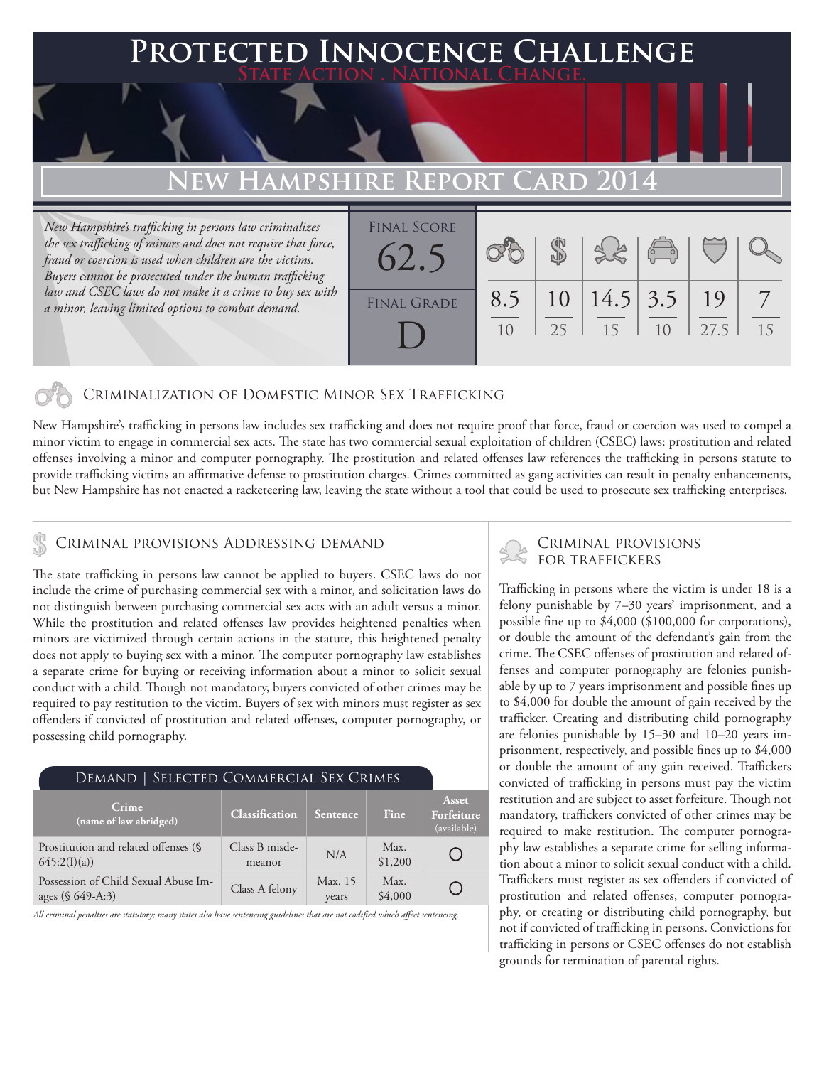# Protected Innocence Challenge

**State Action . National Change.**

## New Hampshire Report Card 2014

*New Hampshire's trafficking in persons law criminalizes the sex trafficking of minors and does not require that force, fraud or coercion is used when children are the victims. Buyers cannot be prosecuted under the human trafficking law and CSEC laws do not make it a crime to buy sex with a minor, leaving limited options to combat demand.*

| Final Score | Final Grade |
|---|---|
| 62.5 | D |

| Criminalization of Domestic Minor Sex Trafficking | Criminal Provisions Addressing Demand | Criminal Provisions for Traffickers | Criminal Provisions for Facilitators | Protective Provisions for the Child Victims | Criminal Justice Tools for Investigation and Prosecutions |
|---|---|---|---|---|---|
| 8.5/10 | 10/25 | 14.5/15 | 3.5/10 | 19/27.5 | 7/15 |

### Criminalization of Domestic Minor Sex Trafficking

New Hampshire's trafficking in persons law includes sex trafficking and does not require proof that force, fraud or coercion was used to compel a minor victim to engage in commercial sex acts. The state has two commercial sexual exploitation of children (CSEC) laws: prostitution and related offenses involving a minor and computer pornography. The prostitution and related offenses law references the trafficking in persons statute to provide trafficking victims an affirmative defense to prostitution charges. Crimes committed as gang activities can result in penalty enhancements, but New Hampshire has not enacted a racketeering law, leaving the state without a tool that could be used to prosecute sex trafficking enterprises.

### Criminal provisions Addressing demand

The state trafficking in persons law cannot be applied to buyers. CSEC laws do not include the crime of purchasing commercial sex with a minor, and solicitation laws do not distinguish between purchasing commercial sex acts with an adult versus a minor. While the prostitution and related offenses law provides heightened penalties when minors are victimized through certain actions in the statute, this heightened penalty does not apply to buying sex with a minor. The computer pornography law establishes a separate crime for buying or receiving information about a minor to solicit sexual conduct with a child. Though not mandatory, buyers convicted of other crimes may be required to pay restitution to the victim. Buyers of sex with minors must register as sex offenders if convicted of prostitution and related offenses, computer pornography, or possessing child pornography.

**Demand | Selected Commercial Sex Crimes**

| Crime (name of law abridged) | Classification | Sentence | Fine | Asset Forfeiture (available) |
|---|---|---|---|---|
| Prostitution and related offenses (§ 645:2(I)(a)) | Class B misdemeanor | N/A | Max. $1,200 | ○ |
| Possession of Child Sexual Abuse Images (§ 649-A:3) | Class A felony | Max. 15 years | Max. $4,000 | ○ |

*All criminal penalties are statutory; many states also have sentencing guidelines that are not codified which affect sentencing.*

### Criminal provisions for traffickers

Trafficking in persons where the victim is under 18 is a felony punishable by 7–30 years' imprisonment, and a possible fine up to $4,000 ($100,000 for corporations), or double the amount of the defendant's gain from the crime. The CSEC offenses of prostitution and related offenses and computer pornography are felonies punishable by up to 7 years imprisonment and possible fines up to $4,000 for double the amount of gain received by the trafficker. Creating and distributing child pornography are felonies punishable by 15–30 and 10–20 years imprisonment, respectively, and possible fines up to $4,000 or double the amount of any gain received. Traffickers convicted of trafficking in persons must pay the victim restitution and are subject to asset forfeiture. Though not mandatory, traffickers convicted of other crimes may be required to make restitution. The computer pornography law establishes a separate crime for selling information about a minor to solicit sexual conduct with a child. Traffickers must register as sex offenders if convicted of prostitution and related offenses, computer pornography, or creating or distributing child pornography, but not if convicted of trafficking in persons. Convictions for trafficking in persons or CSEC offenses do not establish grounds for termination of parental rights.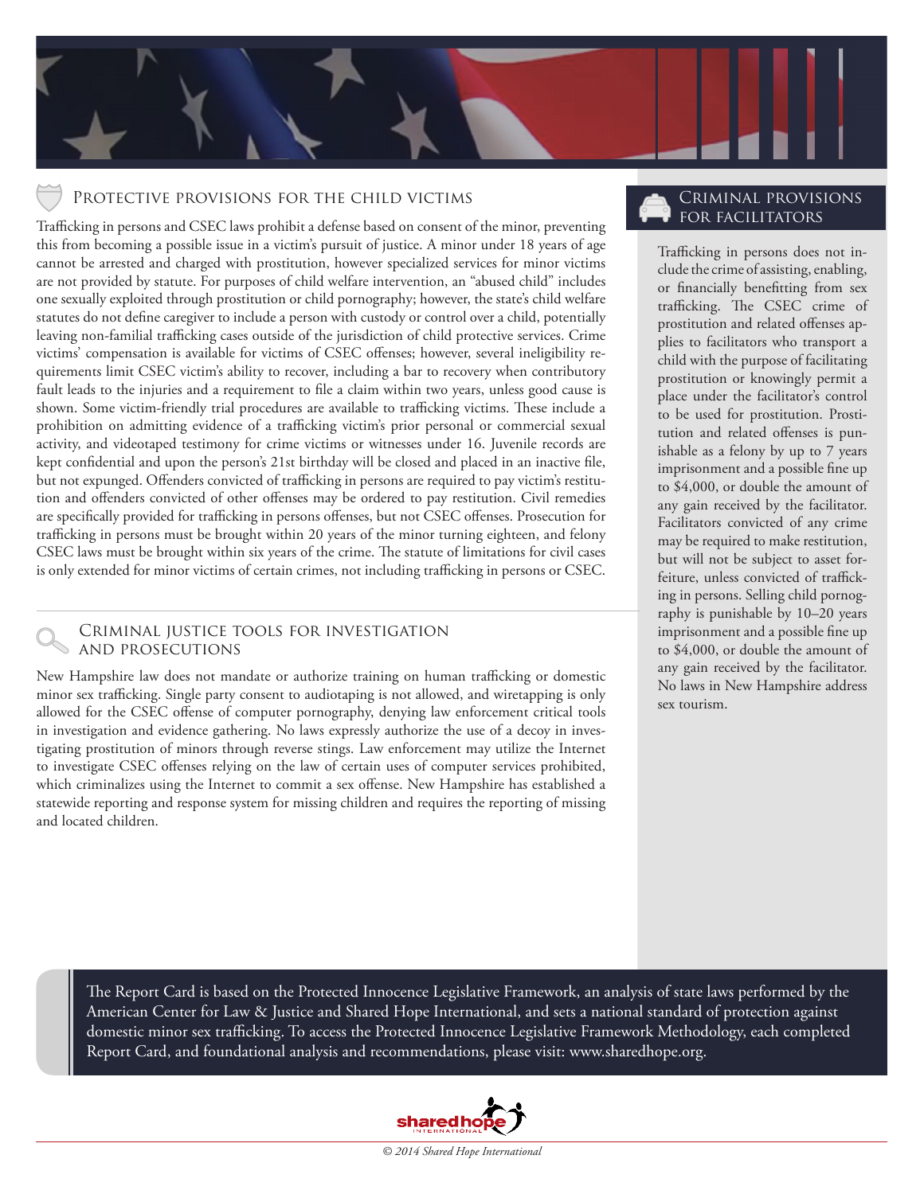## Protective provisions for the child victims

Trafficking in persons and CSEC laws prohibit a defense based on consent of the minor, preventing this from becoming a possible issue in a victim's pursuit of justice. A minor under 18 years of age cannot be arrested and charged with prostitution, however specialized services for minor victims are not provided by statute. For purposes of child welfare intervention, an "abused child" includes one sexually exploited through prostitution or child pornography; however, the state's child welfare statutes do not define caregiver to include a person with custody or control over a child, potentially leaving non-familial trafficking cases outside of the jurisdiction of child protective services. Crime victims' compensation is available for victims of CSEC offenses; however, several ineligibility requirements limit CSEC victim's ability to recover, including a bar to recovery when contributory fault leads to the injuries and a requirement to file a claim within two years, unless good cause is shown. Some victim-friendly trial procedures are available to trafficking victims. These include a prohibition on admitting evidence of a trafficking victim's prior personal or commercial sexual activity, and videotaped testimony for crime victims or witnesses under 16. Juvenile records are kept confidential and upon the person's 21st birthday will be closed and placed in an inactive file, but not expunged. Offenders convicted of trafficking in persons are required to pay victim's restitution and offenders convicted of other offenses may be ordered to pay restitution. Civil remedies are specifically provided for trafficking in persons offenses, but not CSEC offenses. Prosecution for trafficking in persons must be brought within 20 years of the minor turning eighteen, and felony CSEC laws must be brought within six years of the crime. The statute of limitations for civil cases is only extended for minor victims of certain crimes, not including trafficking in persons or CSEC.

## Criminal justice tools for investigation and prosecutions

New Hampshire law does not mandate or authorize training on human trafficking or domestic minor sex trafficking. Single party consent to audiotaping is not allowed, and wiretapping is only allowed for the CSEC offense of computer pornography, denying law enforcement critical tools in investigation and evidence gathering. No laws expressly authorize the use of a decoy in investigating prostitution of minors through reverse stings. Law enforcement may utilize the Internet to investigate CSEC offenses relying on the law of certain uses of computer services prohibited, which criminalizes using the Internet to commit a sex offense. New Hampshire has established a statewide reporting and response system for missing children and requires the reporting of missing and located children.

## Criminal provisions for facilitators

Trafficking in persons does not include the crime of assisting, enabling, or financially benefitting from sex trafficking. The CSEC crime of prostitution and related offenses applies to facilitators who transport a child with the purpose of facilitating prostitution or knowingly permit a place under the facilitator's control to be used for prostitution. Prostitution and related offenses is punishable as a felony by up to 7 years imprisonment and a possible fine up to $4,000, or double the amount of any gain received by the facilitator. Facilitators convicted of any crime may be required to make restitution, but will not be subject to asset forfeiture, unless convicted of trafficking in persons. Selling child pornography is punishable by 10–20 years imprisonment and a possible fine up to $4,000, or double the amount of any gain received by the facilitator. No laws in New Hampshire address sex tourism.

The Report Card is based on the Protected Innocence Legislative Framework, an analysis of state laws performed by the American Center for Law & Justice and Shared Hope International, and sets a national standard of protection against domestic minor sex trafficking. To access the Protected Innocence Legislative Framework Methodology, each completed Report Card, and foundational analysis and recommendations, please visit: www.sharedhope.org.

shared hope INTERNATIONAL

*© 2014 Shared Hope International*